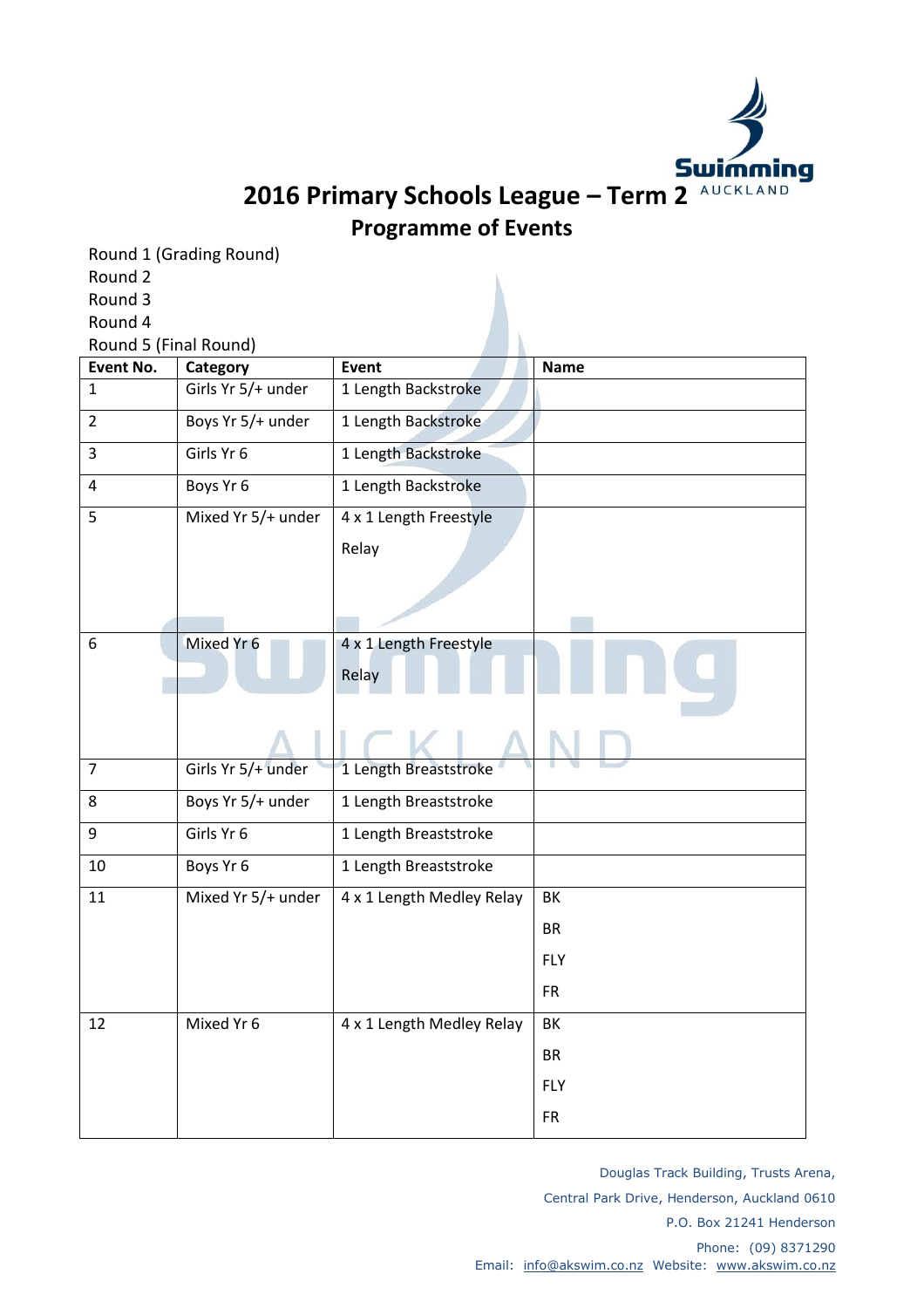# 2016 Primary Schools League – Term 2

## Programme of Events

Round 1 (Grading Round)
Round 2
Round 3
Round 4
Round 5 (Final Round)

| Event No. | Category | Event | Name |
|---|---|---|---|
| 1 | Girls Yr 5/+ under | 1 Length Backstroke | |
| 2 | Boys Yr 5/+ under | 1 Length Backstroke | |
| 3 | Girls Yr 6 | 1 Length Backstroke | |
| 4 | Boys Yr 6 | 1 Length Backstroke | |
| 5 | Mixed Yr 5/+ under | 4 x 1 Length Freestyle Relay | |
| 6 | Mixed Yr 6 | 4 x 1 Length Freestyle Relay | |
| 7 | Girls Yr 5/+ under | 1 Length Breaststroke | |
| 8 | Boys Yr 5/+ under | 1 Length Breaststroke | |
| 9 | Girls Yr 6 | 1 Length Breaststroke | |
| 10 | Boys Yr 6 | 1 Length Breaststroke | |
| 11 | Mixed Yr 5/+ under | 4 x 1 Length Medley Relay | BK<br>BR<br>FLY<br>FR |
| 12 | Mixed Yr 6 | 4 x 1 Length Medley Relay | BK<br>BR<br>FLY<br>FR |

Douglas Track Building, Trusts Arena,
Central Park Drive, Henderson, Auckland 0610
P.O. Box 21241 Henderson
Phone: (09) 8371290
Email: info@akswim.co.nz Website: www.akswim.co.nz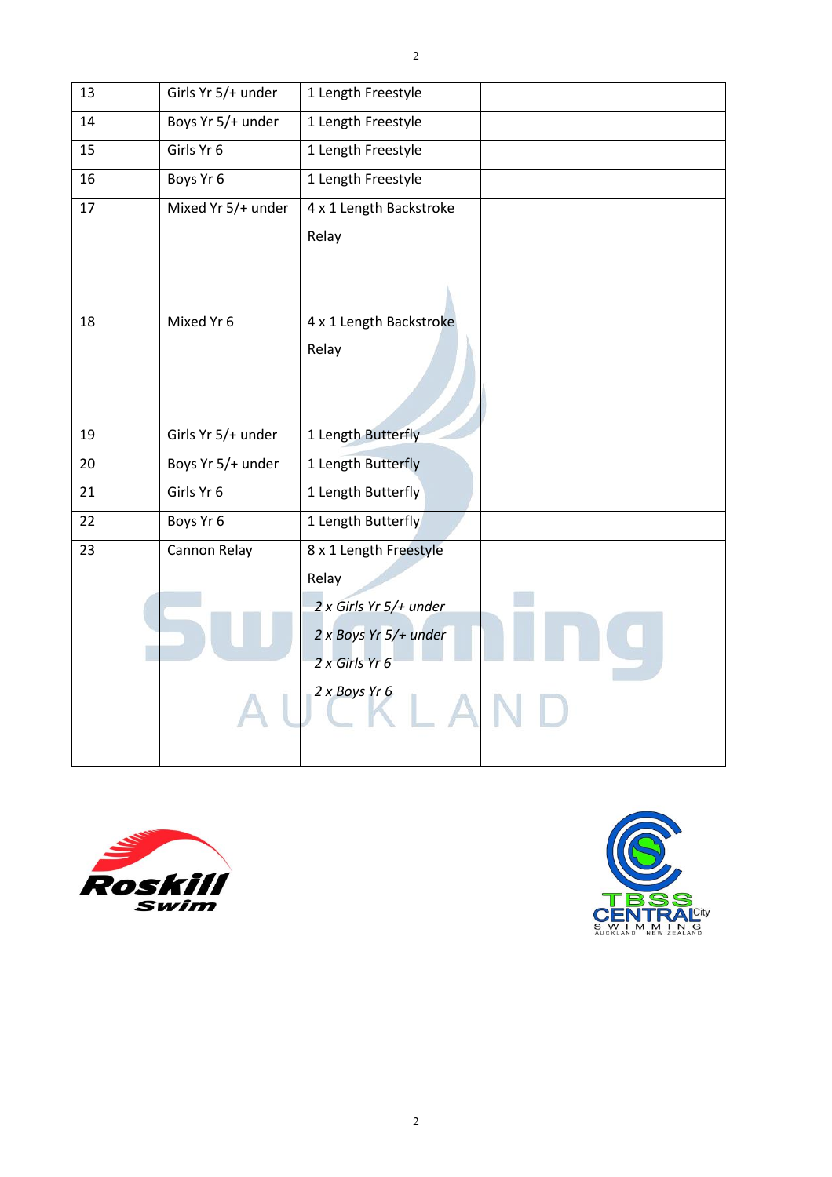| | | | |
|---|---|---|---|
| 13 | Girls Yr 5/+ under | 1 Length Freestyle | |
| 14 | Boys Yr 5/+ under | 1 Length Freestyle | |
| 15 | Girls Yr 6 | 1 Length Freestyle | |
| 16 | Boys Yr 6 | 1 Length Freestyle | |
| 17 | Mixed Yr 5/+ under | 4 x 1 Length Backstroke Relay | |
| 18 | Mixed Yr 6 | 4 x 1 Length Backstroke Relay | |
| 19 | Girls Yr 5/+ under | 1 Length Butterfly | |
| 20 | Boys Yr 5/+ under | 1 Length Butterfly | |
| 21 | Girls Yr 6 | 1 Length Butterfly | |
| 22 | Boys Yr 6 | 1 Length Butterfly | |
| 23 | Cannon Relay | 8 x 1 Length Freestyle Relay<br>*2 x Girls Yr 5/+ under*<br>*2 x Boys Yr 5/+ under*<br>*2 x Girls Yr 6*<br>*2 x Boys Yr 6* | |